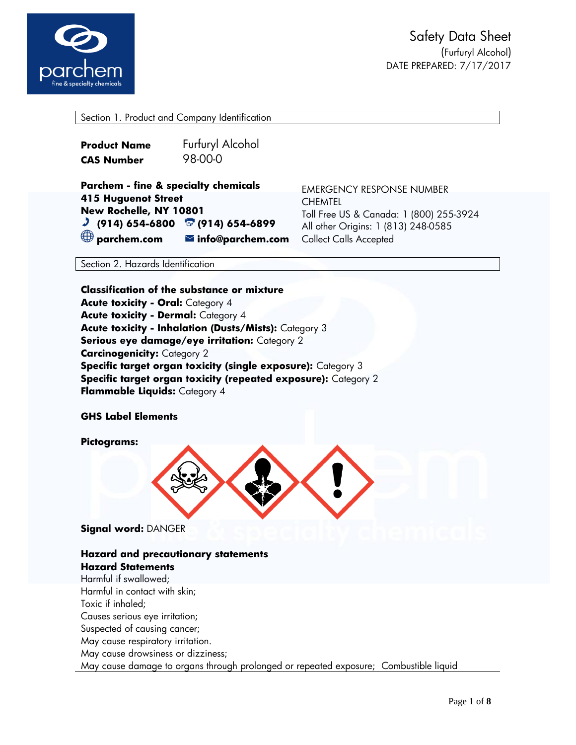# Safety Data Sheet

(Furfuryl Alcohol)

DATE PREPARED: 7/17/2017

## Section 1. Product and Company Identification

**Product Name** Furfuryl Alcohol

**CAS Number** 98-00-0

**Parchem - fine & specialty chemicals**
**415 Huguenot Street**
**New Rochelle, NY 10801**
**(914) 654-6800** **(914) 654-6899**
**parchem.com** **info@parchem.com**

EMERGENCY RESPONSE NUMBER
CHEMTEL
Toll Free US & Canada: 1 (800) 255-3924
All other Origins: 1 (813) 248-0585
Collect Calls Accepted

## Section 2. Hazards Identification

**Classification of the substance or mixture**

**Acute toxicity - Oral:** Category 4
**Acute toxicity - Dermal:** Category 4
**Acute toxicity - Inhalation (Dusts/Mists):** Category 3
**Serious eye damage/eye irritation:** Category 2
**Carcinogenicity:** Category 2
**Specific target organ toxicity (single exposure):** Category 3
**Specific target organ toxicity (repeated exposure):** Category 2
**Flammable Liquids:** Category 4

**GHS Label Elements**

**Pictograms:**

**Signal word:** DANGER

**Hazard and precautionary statements**

**Hazard Statements**

Harmful if swallowed;
Harmful in contact with skin;
Toxic if inhaled;
Causes serious eye irritation;
Suspected of causing cancer;
May cause respiratory irritation.
May cause drowsiness or dizziness;
May cause damage to organs through prolonged or repeated exposure; Combustible liquid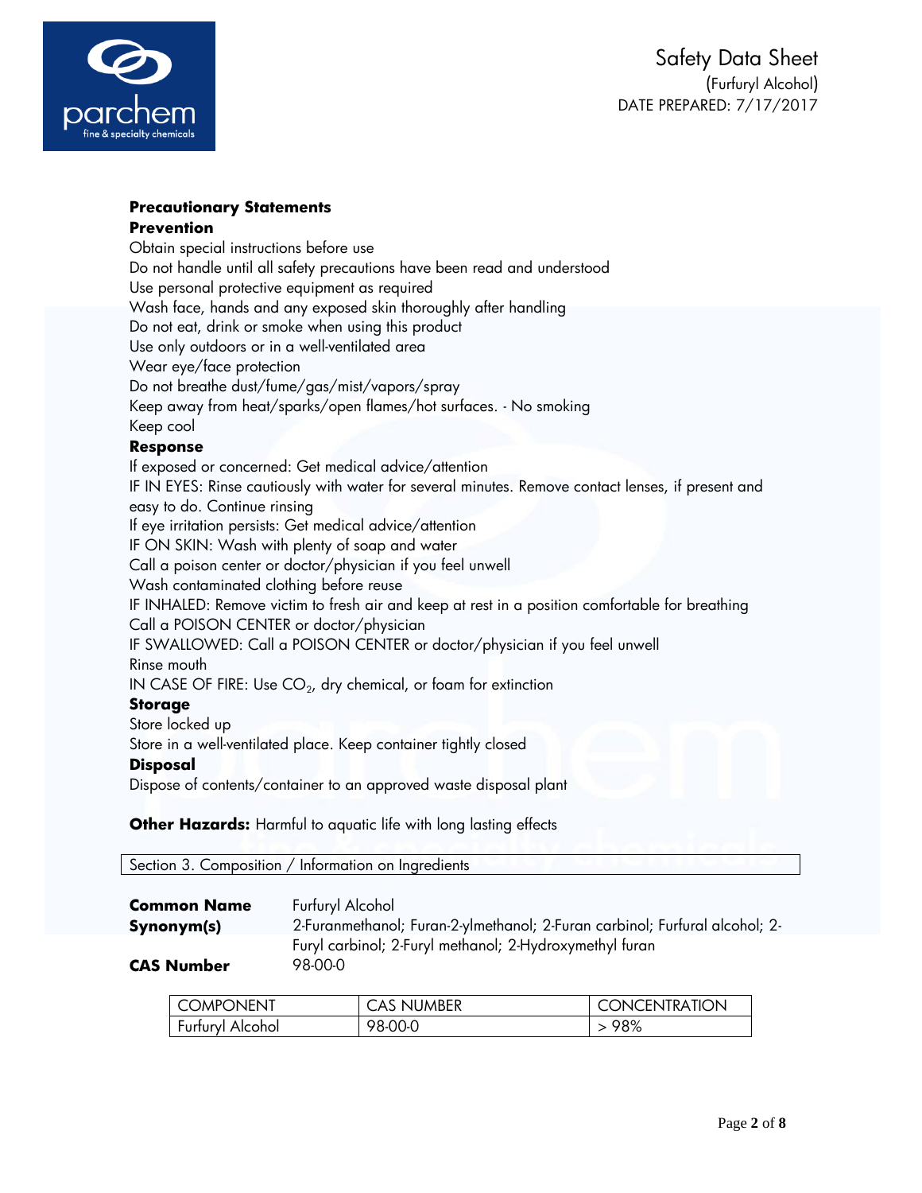**Precautionary Statements**

**Prevention**

Obtain special instructions before use
Do not handle until all safety precautions have been read and understood
Use personal protective equipment as required
Wash face, hands and any exposed skin thoroughly after handling
Do not eat, drink or smoke when using this product
Use only outdoors or in a well-ventilated area
Wear eye/face protection
Do not breathe dust/fume/gas/mist/vapors/spray
Keep away from heat/sparks/open flames/hot surfaces. - No smoking
Keep cool

**Response**

If exposed or concerned: Get medical advice/attention
IF IN EYES: Rinse cautiously with water for several minutes. Remove contact lenses, if present and easy to do. Continue rinsing
If eye irritation persists: Get medical advice/attention
IF ON SKIN: Wash with plenty of soap and water
Call a poison center or doctor/physician if you feel unwell
Wash contaminated clothing before reuse
IF INHALED: Remove victim to fresh air and keep at rest in a position comfortable for breathing
Call a POISON CENTER or doctor/physician
IF SWALLOWED: Call a POISON CENTER or doctor/physician if you feel unwell
Rinse mouth
IN CASE OF FIRE: Use $CO_2$, dry chemical, or foam for extinction

**Storage**

Store locked up
Store in a well-ventilated place. Keep container tightly closed

**Disposal**

Dispose of contents/container to an approved waste disposal plant

**Other Hazards:** Harmful to aquatic life with long lasting effects

## Section 3. Composition / Information on Ingredients

**Common Name** Furfuryl Alcohol

**Synonym(s)** 2-Furanmethanol; Furan-2-ylmethanol; 2-Furan carbinol; Furfural alcohol; 2-Furyl carbinol; 2-Furyl methanol; 2-Hydroxymethyl furan

**CAS Number** 98-00-0

| COMPONENT | CAS NUMBER | CONCENTRATION |
| --- | --- | --- |
| Furfuryl Alcohol | 98-00-0 | > 98% |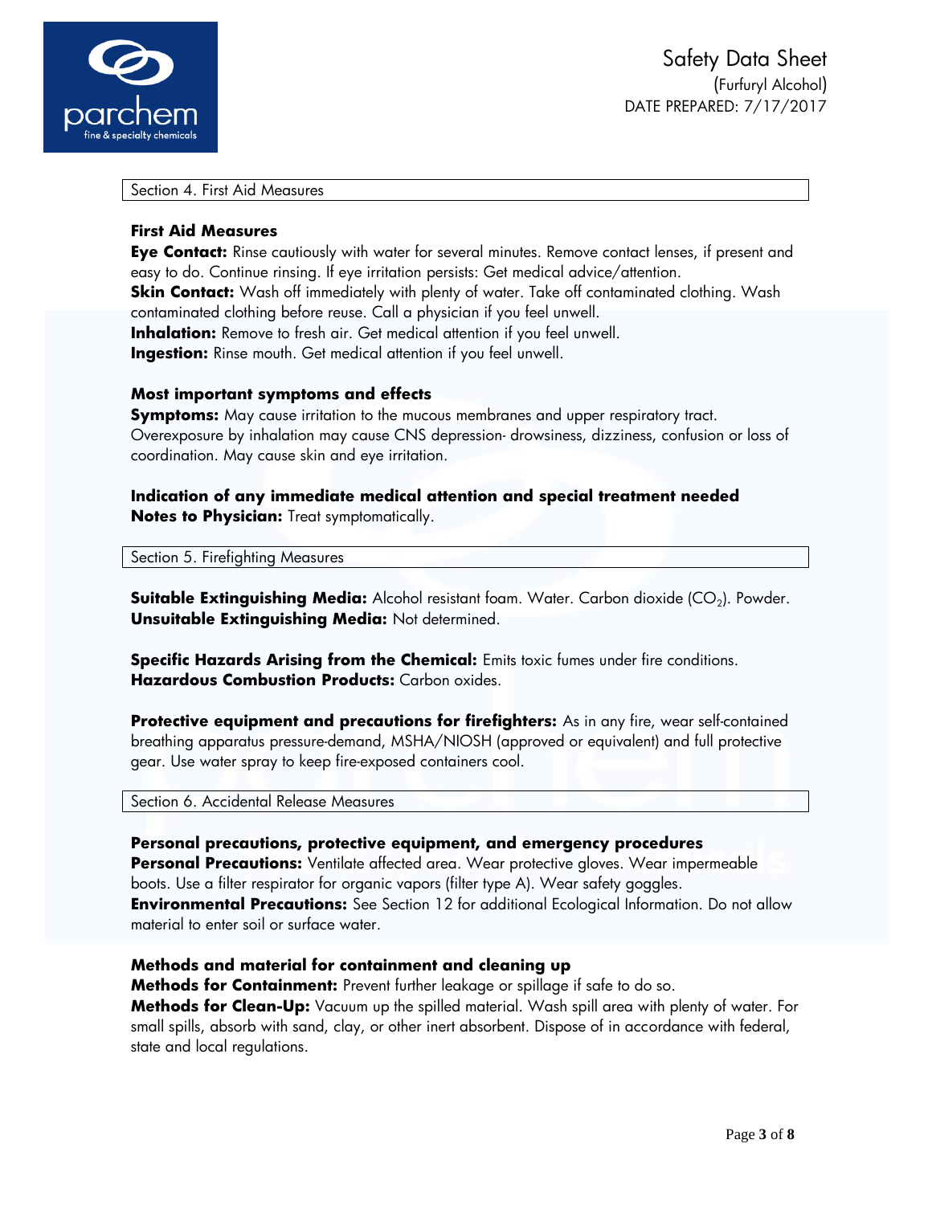## Section 4. First Aid Measures

### First Aid Measures

**Eye Contact:** Rinse cautiously with water for several minutes. Remove contact lenses, if present and easy to do. Continue rinsing. If eye irritation persists: Get medical advice/attention.
**Skin Contact:** Wash off immediately with plenty of water. Take off contaminated clothing. Wash contaminated clothing before reuse. Call a physician if you feel unwell.
**Inhalation:** Remove to fresh air. Get medical attention if you feel unwell.
**Ingestion:** Rinse mouth. Get medical attention if you feel unwell.

### Most important symptoms and effects

**Symptoms:** May cause irritation to the mucous membranes and upper respiratory tract. Overexposure by inhalation may cause CNS depression- drowsiness, dizziness, confusion or loss of coordination. May cause skin and eye irritation.

### Indication of any immediate medical attention and special treatment needed

**Notes to Physician:** Treat symptomatically.

## Section 5. Firefighting Measures

**Suitable Extinguishing Media:** Alcohol resistant foam. Water. Carbon dioxide ($CO_2$). Powder.
**Unsuitable Extinguishing Media:** Not determined.

**Specific Hazards Arising from the Chemical:** Emits toxic fumes under fire conditions.
**Hazardous Combustion Products:** Carbon oxides.

**Protective equipment and precautions for firefighters:** As in any fire, wear self-contained breathing apparatus pressure-demand, MSHA/NIOSH (approved or equivalent) and full protective gear. Use water spray to keep fire-exposed containers cool.

## Section 6. Accidental Release Measures

### Personal precautions, protective equipment, and emergency procedures

**Personal Precautions:** Ventilate affected area. Wear protective gloves. Wear impermeable boots. Use a filter respirator for organic vapors (filter type A). Wear safety goggles.
**Environmental Precautions:** See Section 12 for additional Ecological Information. Do not allow material to enter soil or surface water.

### Methods and material for containment and cleaning up

**Methods for Containment:** Prevent further leakage or spillage if safe to do so.
**Methods for Clean-Up:** Vacuum up the spilled material. Wash spill area with plenty of water. For small spills, absorb with sand, clay, or other inert absorbent. Dispose of in accordance with federal, state and local regulations.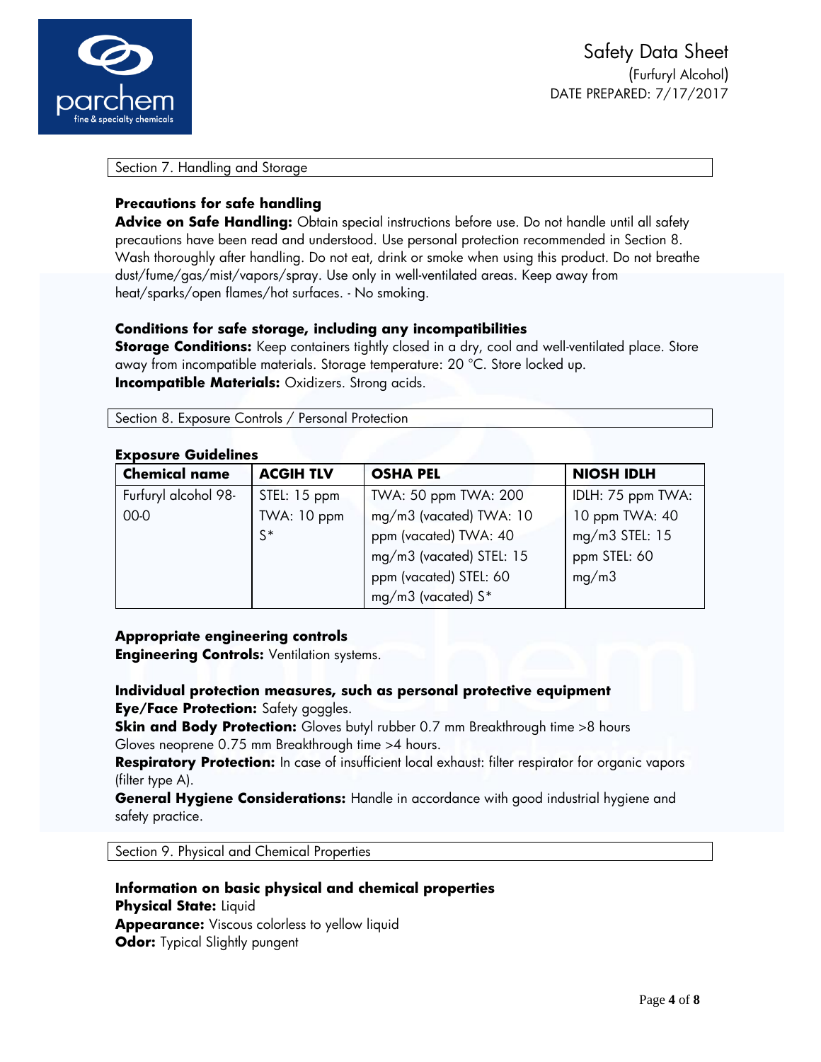## Section 7. Handling and Storage

### Precautions for safe handling

**Advice on Safe Handling:** Obtain special instructions before use. Do not handle until all safety precautions have been read and understood. Use personal protection recommended in Section 8. Wash thoroughly after handling. Do not eat, drink or smoke when using this product. Do not breathe dust/fume/gas/mist/vapors/spray. Use only in well-ventilated areas. Keep away from heat/sparks/open flames/hot surfaces. - No smoking.

### Conditions for safe storage, including any incompatibilities

**Storage Conditions:** Keep containers tightly closed in a dry, cool and well-ventilated place. Store away from incompatible materials. Storage temperature: 20 °C. Store locked up.
**Incompatible Materials:** Oxidizers. Strong acids.

## Section 8. Exposure Controls / Personal Protection

### Exposure Guidelines

| Chemical name | ACGIH TLV | OSHA PEL | NIOSH IDLH |
|---|---|---|---|
| Furfuryl alcohol 98-00-0 | STEL: 15 ppm TWA: 10 ppm S* | TWA: 50 ppm TWA: 200 mg/m3 (vacated) TWA: 10 ppm (vacated) TWA: 40 mg/m3 (vacated) STEL: 15 ppm (vacated) STEL: 60 mg/m3 (vacated) S* | IDLH: 75 ppm TWA: 10 ppm TWA: 40 mg/m3 STEL: 15 ppm STEL: 60 mg/m3 |

### Appropriate engineering controls

**Engineering Controls:** Ventilation systems.

### Individual protection measures, such as personal protective equipment

**Eye/Face Protection:** Safety goggles.
**Skin and Body Protection:** Gloves butyl rubber 0.7 mm Breakthrough time >8 hours Gloves neoprene 0.75 mm Breakthrough time >4 hours.
**Respiratory Protection:** In case of insufficient local exhaust: filter respirator for organic vapors (filter type A).
**General Hygiene Considerations:** Handle in accordance with good industrial hygiene and safety practice.

## Section 9. Physical and Chemical Properties

### Information on basic physical and chemical properties

**Physical State:** Liquid
**Appearance:** Viscous colorless to yellow liquid
**Odor:** Typical Slightly pungent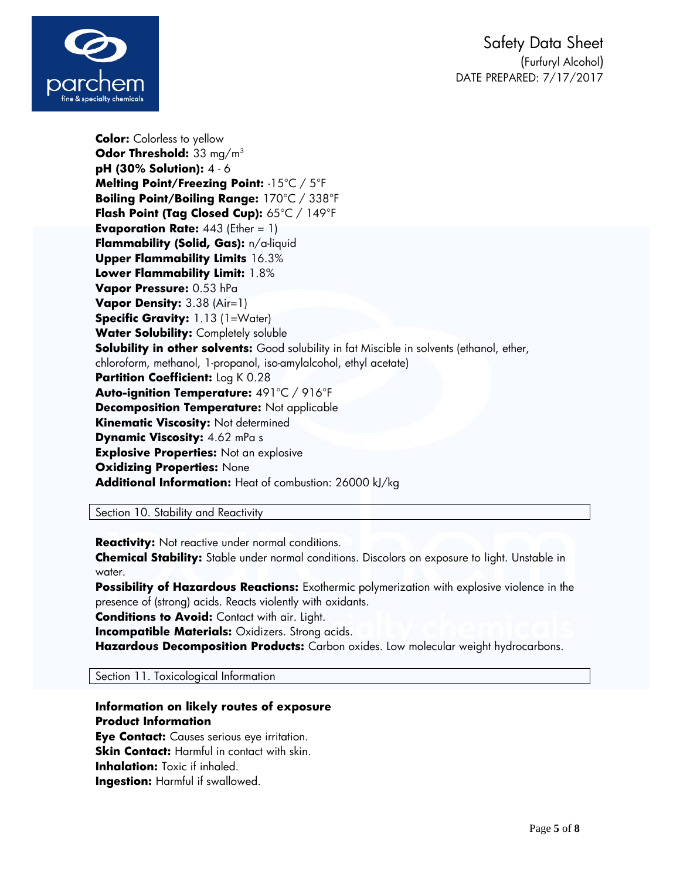**Color:** Colorless to yellow
**Odor Threshold:** 33 mg/m$^3$
**pH (30% Solution):** 4 - 6
**Melting Point/Freezing Point:** -15°C / 5°F
**Boiling Point/Boiling Range:** 170°C / 338°F
**Flash Point (Tag Closed Cup):** 65°C / 149°F
**Evaporation Rate:** 443 (Ether = 1)
**Flammability (Solid, Gas):** n/a-liquid
**Upper Flammability Limits** 16.3%
**Lower Flammability Limit:** 1.8%
**Vapor Pressure:** 0.53 hPa
**Vapor Density:** 3.38 (Air=1)
**Specific Gravity:** 1.13 (1=Water)
**Water Solubility:** Completely soluble
**Solubility in other solvents:** Good solubility in fat Miscible in solvents (ethanol, ether, chloroform, methanol, 1-propanol, iso-amylalcohol, ethyl acetate)
**Partition Coefficient:** Log K 0.28
**Auto-ignition Temperature:** 491°C / 916°F
**Decomposition Temperature:** Not applicable
**Kinematic Viscosity:** Not determined
**Dynamic Viscosity:** 4.62 mPa s
**Explosive Properties:** Not an explosive
**Oxidizing Properties:** None
**Additional Information:** Heat of combustion: 26000 kJ/kg

## Section 10. Stability and Reactivity

**Reactivity:** Not reactive under normal conditions.
**Chemical Stability:** Stable under normal conditions. Discolors on exposure to light. Unstable in water.
**Possibility of Hazardous Reactions:** Exothermic polymerization with explosive violence in the presence of (strong) acids. Reacts violently with oxidants.
**Conditions to Avoid:** Contact with air. Light.
**Incompatible Materials:** Oxidizers. Strong acids.
**Hazardous Decomposition Products:** Carbon oxides. Low molecular weight hydrocarbons.

## Section 11. Toxicological Information

**Information on likely routes of exposure**
**Product Information**
**Eye Contact:** Causes serious eye irritation.
**Skin Contact:** Harmful in contact with skin.
**Inhalation:** Toxic if inhaled.
**Ingestion:** Harmful if swallowed.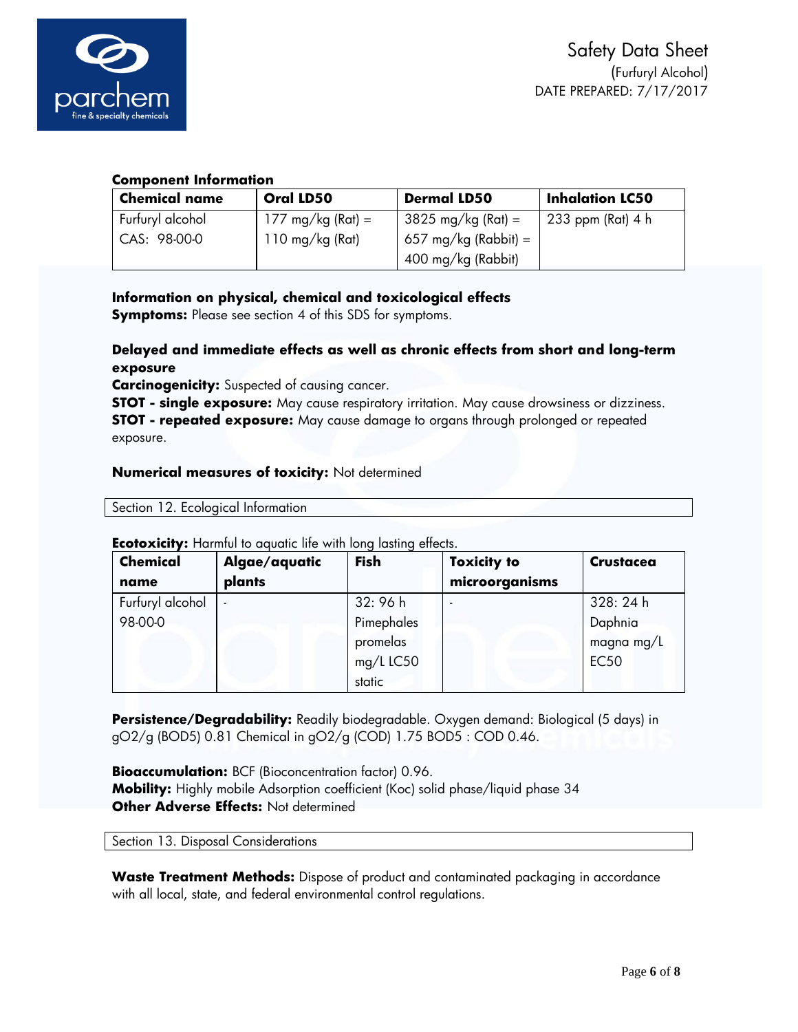**Component Information**

| Chemical name | Oral LD50 | Dermal LD50 | Inhalation LC50 |
|---|---|---|---|
| Furfuryl alcohol CAS: 98-00-0 | 177 mg/kg (Rat) = 110 mg/kg (Rat) | 3825 mg/kg (Rat) = 657 mg/kg (Rabbit) = 400 mg/kg (Rabbit) | 233 ppm (Rat) 4 h |

**Information on physical, chemical and toxicological effects**

**Symptoms:** Please see section 4 of this SDS for symptoms.

**Delayed and immediate effects as well as chronic effects from short and long-term exposure**

**Carcinogenicity:** Suspected of causing cancer.

**STOT - single exposure:** May cause respiratory irritation. May cause drowsiness or dizziness.

**STOT - repeated exposure:** May cause damage to organs through prolonged or repeated exposure.

**Numerical measures of toxicity:** Not determined

## Section 12. Ecological Information

**Ecotoxicity:** Harmful to aquatic life with long lasting effects.

| Chemical name | Algae/aquatic plants | Fish | Toxicity to microorganisms | Crustacea |
|---|---|---|---|---|
| Furfuryl alcohol 98-00-0 | - | 32: 96 h Pimephales promelas mg/L LC50 static | - | 328: 24 h Daphnia magna mg/L EC50 |

**Persistence/Degradability:** Readily biodegradable. Oxygen demand: Biological (5 days) in $gO_2/g$ ($BOD_5$) 0.81 Chemical in $gO_2/g$ (COD) 1.75 $BOD_5$ : COD 0.46.

**Bioaccumulation:** BCF (Bioconcentration factor) 0.96.

**Mobility:** Highly mobile Adsorption coefficient (Koc) solid phase/liquid phase 34

**Other Adverse Effects:** Not determined

## Section 13. Disposal Considerations

**Waste Treatment Methods:** Dispose of product and contaminated packaging in accordance with all local, state, and federal environmental control regulations.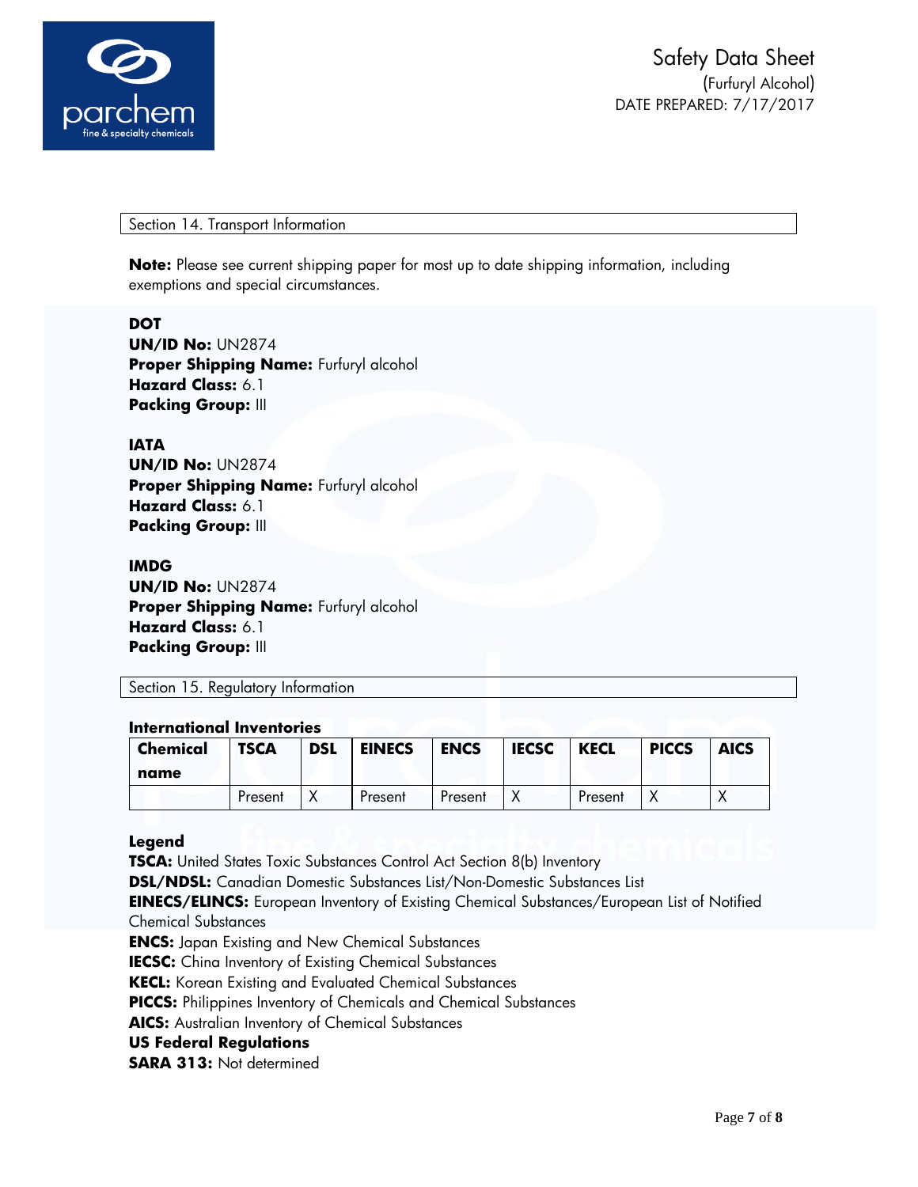## Section 14. Transport Information

**Note:** Please see current shipping paper for most up to date shipping information, including exemptions and special circumstances.

**DOT**
**UN/ID No:** UN2874
**Proper Shipping Name:** Furfuryl alcohol
**Hazard Class:** 6.1
**Packing Group:** III

**IATA**
**UN/ID No:** UN2874
**Proper Shipping Name:** Furfuryl alcohol
**Hazard Class:** 6.1
**Packing Group:** III

**IMDG**
**UN/ID No:** UN2874
**Proper Shipping Name:** Furfuryl alcohol
**Hazard Class:** 6.1
**Packing Group:** III

## Section 15. Regulatory Information

**International Inventories**

| Chemical name | TSCA | DSL | EINECS | ENCS | IECSC | KECL | PICCS | AICS |
|---|---|---|---|---|---|---|---|---|
| | Present | X | Present | Present | X | Present | X | X |

**Legend**
**TSCA:** United States Toxic Substances Control Act Section 8(b) Inventory
**DSL/NDSL:** Canadian Domestic Substances List/Non-Domestic Substances List
**EINECS/ELINCS:** European Inventory of Existing Chemical Substances/European List of Notified Chemical Substances
**ENCS:** Japan Existing and New Chemical Substances
**IECSC:** China Inventory of Existing Chemical Substances
**KECL:** Korean Existing and Evaluated Chemical Substances
**PICCS:** Philippines Inventory of Chemicals and Chemical Substances
**AICS:** Australian Inventory of Chemical Substances
**US Federal Regulations**
**SARA 313:** Not determined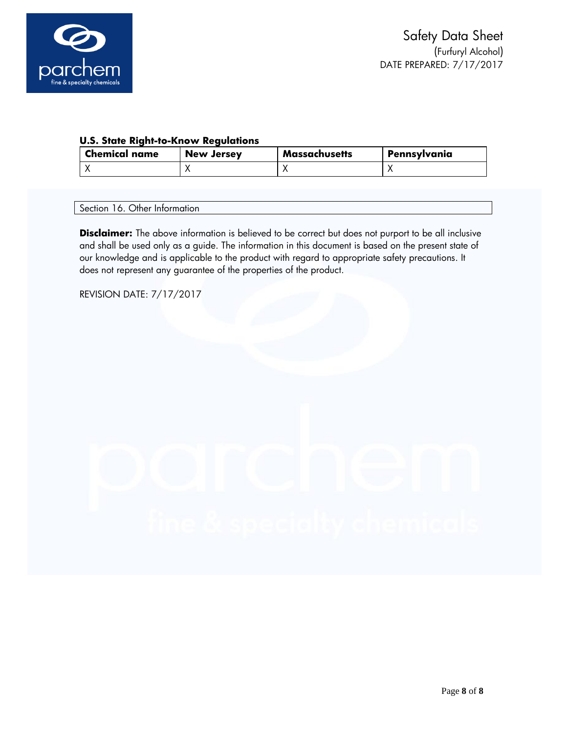#### U.S. State Right-to-Know Regulations

| Chemical name | New Jersey | Massachusetts | Pennsylvania |
|---|---|---|---|
| X | X | X | X |

## Section 16. Other Information

**Disclaimer:** The above information is believed to be correct but does not purport to be all inclusive and shall be used only as a guide. The information in this document is based on the present state of our knowledge and is applicable to the product with regard to appropriate safety precautions. It does not represent any guarantee of the properties of the product.

REVISION DATE: 7/17/2017